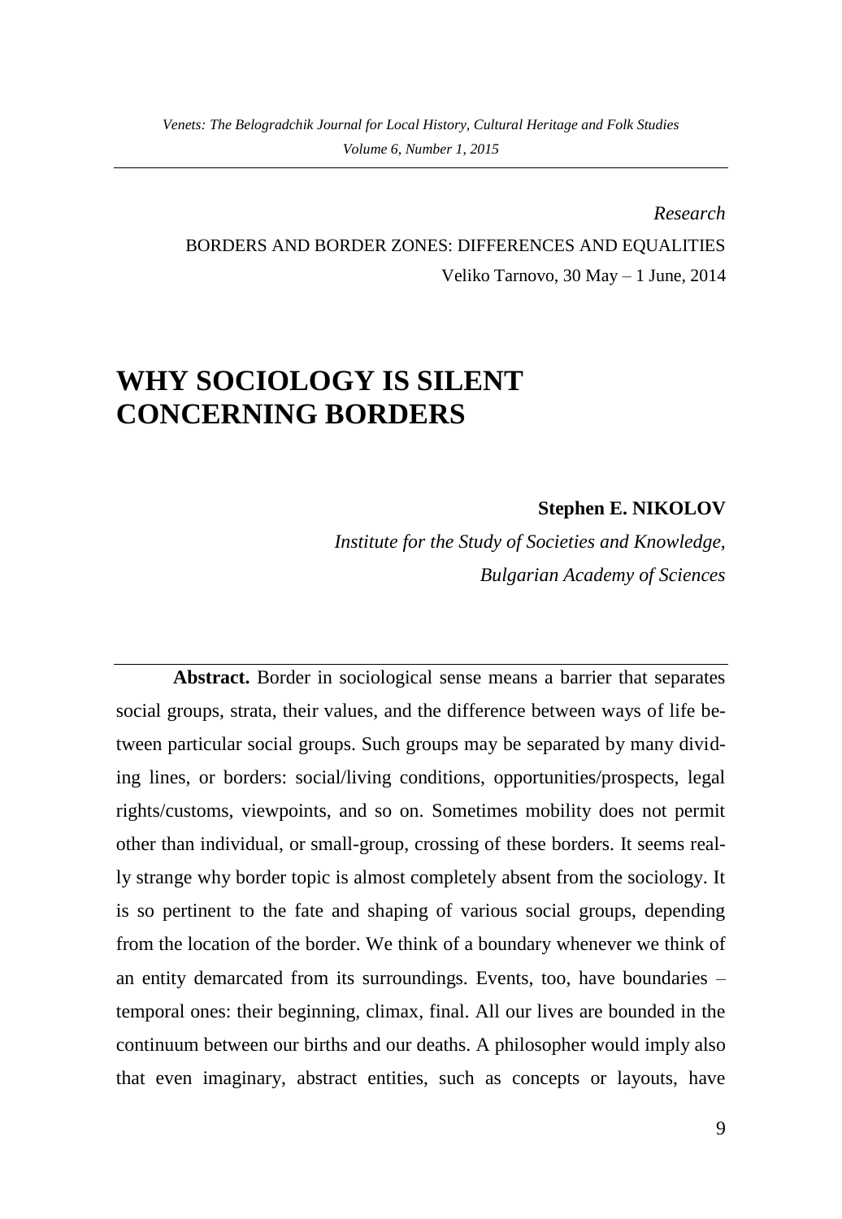*Research*

BORDERS AND BORDER ZONES: DIFFERENCES AND EQUALITIES

Veliko Tarnovo, 30 May – 1 June, 2014

# WHY SOCIOLOGY IS SILENT CONCERNING BORDERS

**Stephen E. NIKOLOV**

*Institute for the Study of Societies and Knowledge, Bulgarian Academy of Sciences*

**Abstract.** Border in sociological sense means a barrier that separates social groups, strata, their values, and the difference between ways of life between particular social groups. Such groups may be separated by many dividing lines, or borders: social/living conditions, opportunities/prospects, legal rights/customs, viewpoints, and so on. Sometimes mobility does not permit other than individual, or small-group, crossing of these borders. It seems really strange why border topic is almost completely absent from the sociology. It is so pertinent to the fate and shaping of various social groups, depending from the location of the border. We think of a boundary whenever we think of an entity demarcated from its surroundings. Events, too, have boundaries – temporal ones: their beginning, climax, final. All our lives are bounded in the continuum between our births and our deaths. A philosopher would imply also that even imaginary, abstract entities, such as concepts or layouts, have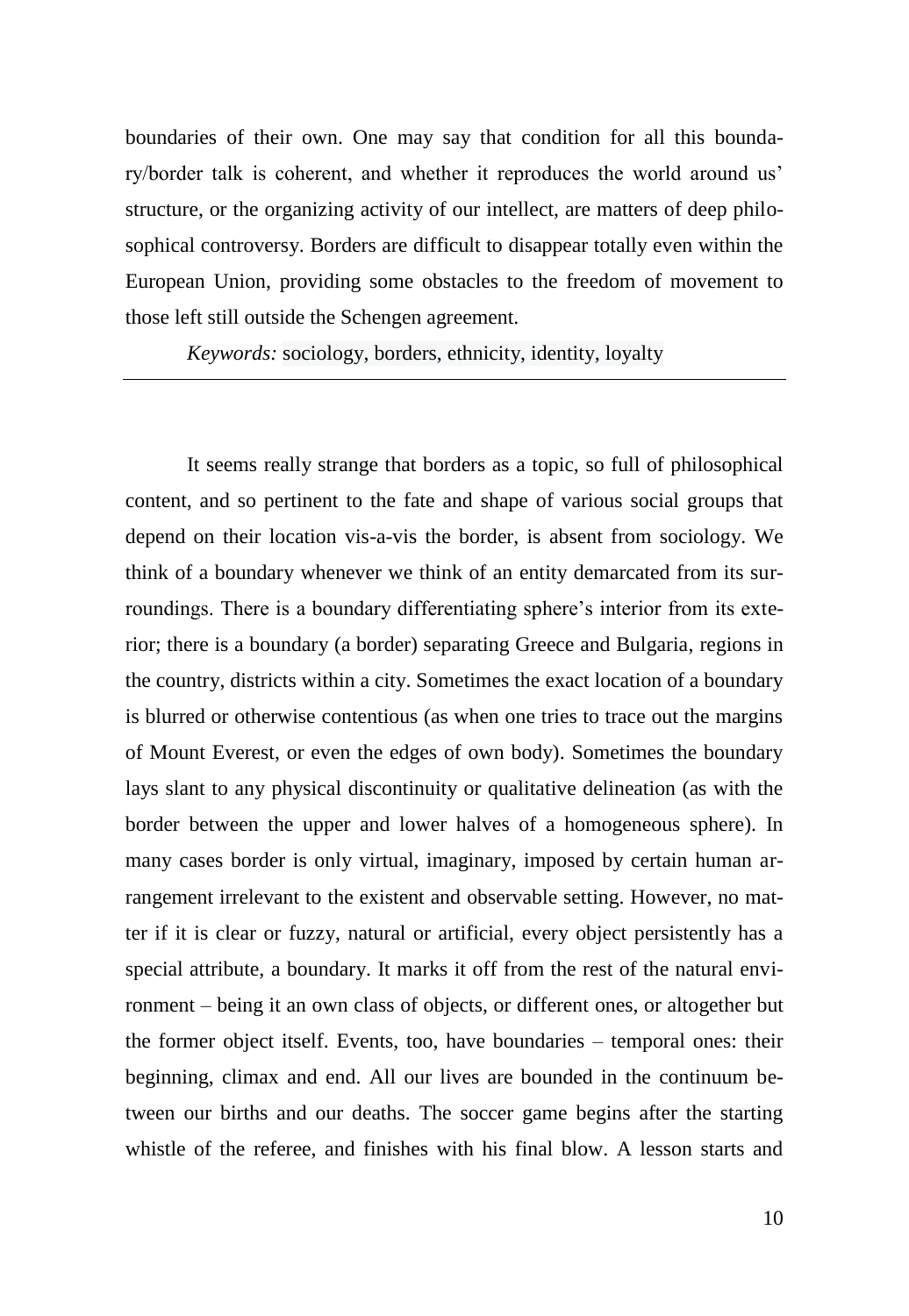boundaries of their own. One may say that condition for all this boundary/border talk is coherent, and whether it reproduces the world around us' structure, or the organizing activity of our intellect, are matters of deep philosophical controversy. Borders are difficult to disappear totally even within the European Union, providing some obstacles to the freedom of movement to those left still outside the Schengen agreement.

*Keywords:* sociology, borders, ethnicity, identity, loyalty

---

It seems really strange that borders as a topic, so full of philosophical content, and so pertinent to the fate and shape of various social groups that depend on their location vis-a-vis the border, is absent from sociology. We think of a boundary whenever we think of an entity demarcated from its surroundings. There is a boundary differentiating sphere's interior from its exterior; there is a boundary (a border) separating Greece and Bulgaria, regions in the country, districts within a city. Sometimes the exact location of a boundary is blurred or otherwise contentious (as when one tries to trace out the margins of Mount Everest, or even the edges of own body). Sometimes the boundary lays slant to any physical discontinuity or qualitative delineation (as with the border between the upper and lower halves of a homogeneous sphere). In many cases border is only virtual, imaginary, imposed by certain human arrangement irrelevant to the existent and observable setting. However, no matter if it is clear or fuzzy, natural or artificial, every object persistently has a special attribute, a boundary. It marks it off from the rest of the natural environment – being it an own class of objects, or different ones, or altogether but the former object itself. Events, too, have boundaries – temporal ones: their beginning, climax and end. All our lives are bounded in the continuum between our births and our deaths. The soccer game begins after the starting whistle of the referee, and finishes with his final blow. A lesson starts and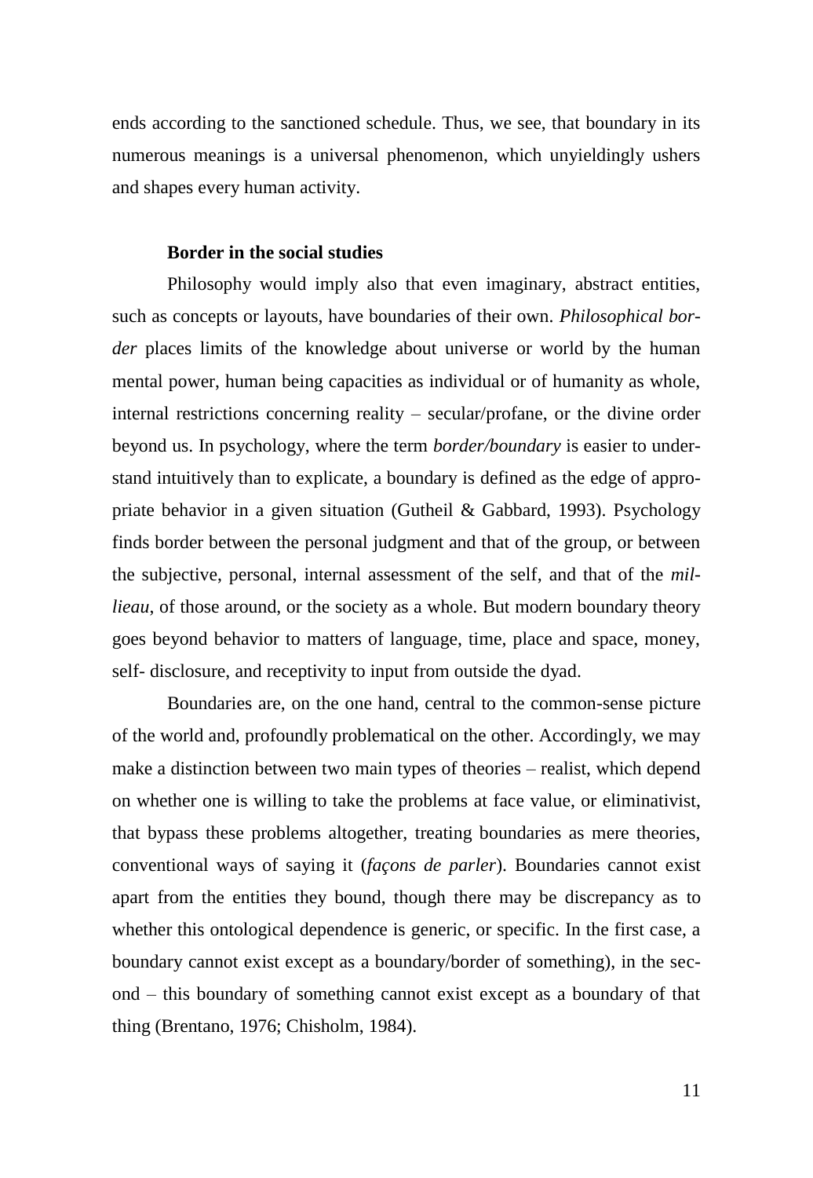ends according to the sanctioned schedule. Thus, we see, that boundary in its numerous meanings is a universal phenomenon, which unyieldingly ushers and shapes every human activity.

### Border in the social studies

Philosophy would imply also that even imaginary, abstract entities, such as concepts or layouts, have boundaries of their own. *Philosophical border* places limits of the knowledge about universe or world by the human mental power, human being capacities as individual or of humanity as whole, internal restrictions concerning reality – secular/profane, or the divine order beyond us. In psychology, where the term *border/boundary* is easier to understand intuitively than to explicate, a boundary is defined as the edge of appropriate behavior in a given situation (Gutheil & Gabbard, 1993). Psychology finds border between the personal judgment and that of the group, or between the subjective, personal, internal assessment of the self, and that of the *millieau*, of those around, or the society as a whole. But modern boundary theory goes beyond behavior to matters of language, time, place and space, money, self- disclosure, and receptivity to input from outside the dyad.

Boundaries are, on the one hand, central to the common-sense picture of the world and, profoundly problematical on the other. Accordingly, we may make a distinction between two main types of theories – realist, which depend on whether one is willing to take the problems at face value, or eliminativist, that bypass these problems altogether, treating boundaries as mere theories, conventional ways of saying it (*façons de parler*). Boundaries cannot exist apart from the entities they bound, though there may be discrepancy as to whether this ontological dependence is generic, or specific. In the first case, a boundary cannot exist except as a boundary/border of something), in the second – this boundary of something cannot exist except as a boundary of that thing (Brentano, 1976; Chisholm, 1984).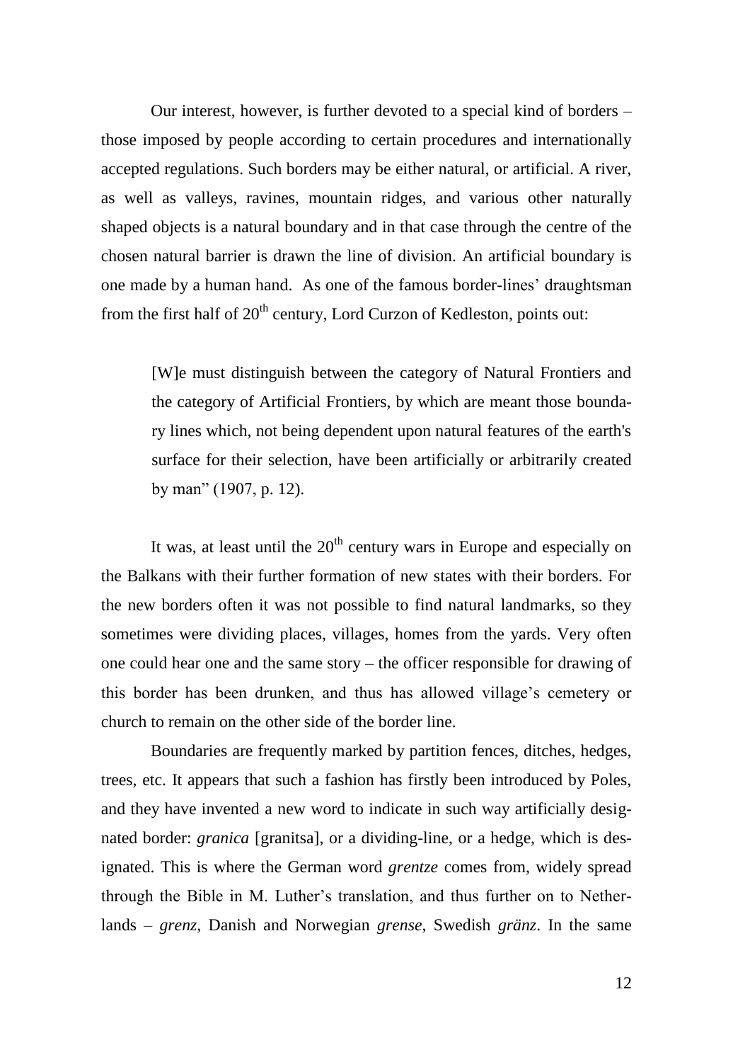Our interest, however, is further devoted to a special kind of borders – those imposed by people according to certain procedures and internationally accepted regulations. Such borders may be either natural, or artificial. A river, as well as valleys, ravines, mountain ridges, and various other naturally shaped objects is a natural boundary and in that case through the centre of the chosen natural barrier is drawn the line of division. An artificial boundary is one made by a human hand. As one of the famous border-lines' draughtsman from the first half of 20th century, Lord Curzon of Kedleston, points out:

> [W]e must distinguish between the category of Natural Frontiers and the category of Artificial Frontiers, by which are meant those boundary lines which, not being dependent upon natural features of the earth's surface for their selection, have been artificially or arbitrarily created by man" (1907, p. 12).

It was, at least until the 20th century wars in Europe and especially on the Balkans with their further formation of new states with their borders. For the new borders often it was not possible to find natural landmarks, so they sometimes were dividing places, villages, homes from the yards. Very often one could hear one and the same story – the officer responsible for drawing of this border has been drunken, and thus has allowed village's cemetery or church to remain on the other side of the border line.

Boundaries are frequently marked by partition fences, ditches, hedges, trees, etc. It appears that such a fashion has firstly been introduced by Poles, and they have invented a new word to indicate in such way artificially designated border: *granica* [granitsa], or a dividing-line, or a hedge, which is designated. This is where the German word *grentze* comes from, widely spread through the Bible in M. Luther's translation, and thus further on to Netherlands – *grenz*, Danish and Norwegian *grense*, Swedish *gränz*. In the same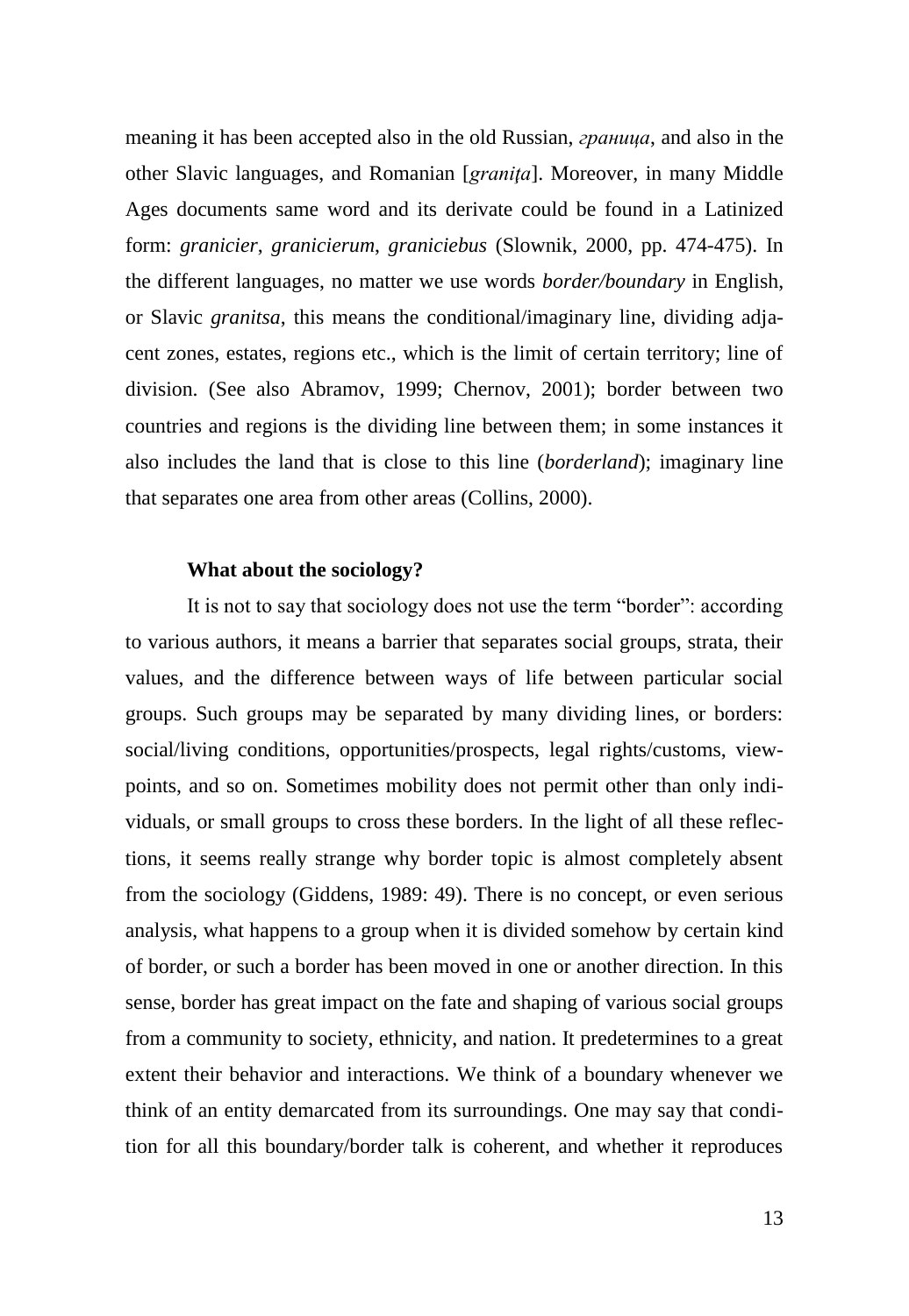meaning it has been accepted also in the old Russian, *граница*, and also in the other Slavic languages, and Romanian [*graniţa*]. Moreover, in many Middle Ages documents same word and its derivate could be found in a Latinized form: *granicier*, *granicierum*, *graniciebus* (Slownik, 2000, pp. 474-475). In the different languages, no matter we use words *border/boundary* in English, or Slavic *granitsa*, this means the conditional/imaginary line, dividing adjacent zones, estates, regions etc., which is the limit of certain territory; line of division. (See also Abramov, 1999; Chernov, 2001); border between two countries and regions is the dividing line between them; in some instances it also includes the land that is close to this line (*borderland*); imaginary line that separates one area from other areas (Collins, 2000).

**What about the sociology?**

It is not to say that sociology does not use the term "border": according to various authors, it means a barrier that separates social groups, strata, their values, and the difference between ways of life between particular social groups. Such groups may be separated by many dividing lines, or borders: social/living conditions, opportunities/prospects, legal rights/customs, viewpoints, and so on. Sometimes mobility does not permit other than only individuals, or small groups to cross these borders. In the light of all these reflections, it seems really strange why border topic is almost completely absent from the sociology (Giddens, 1989: 49). There is no concept, or even serious analysis, what happens to a group when it is divided somehow by certain kind of border, or such a border has been moved in one or another direction. In this sense, border has great impact on the fate and shaping of various social groups from a community to society, ethnicity, and nation. It predetermines to a great extent their behavior and interactions. We think of a boundary whenever we think of an entity demarcated from its surroundings. One may say that condition for all this boundary/border talk is coherent, and whether it reproduces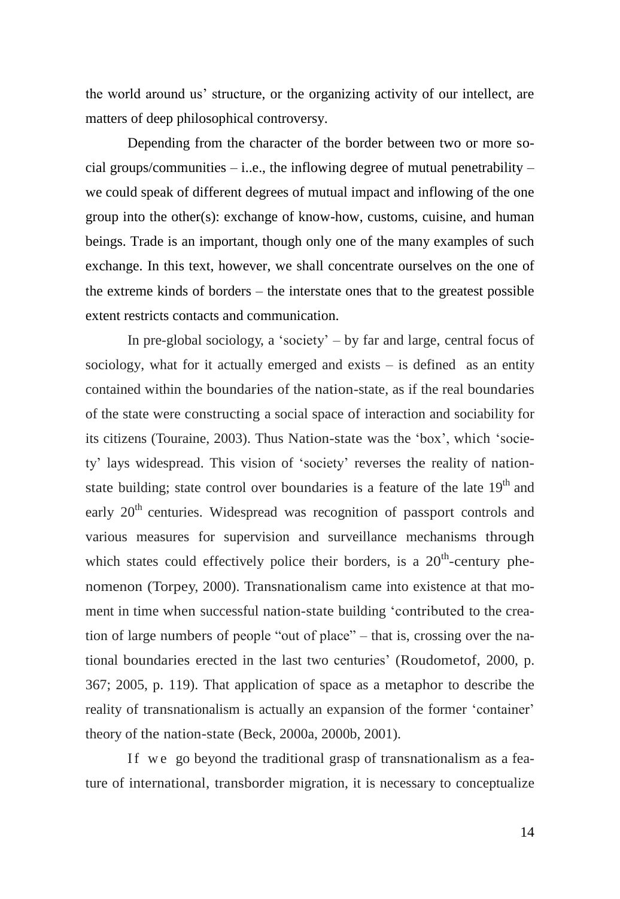the world around us' structure, or the organizing activity of our intellect, are matters of deep philosophical controversy.

Depending from the character of the border between two or more social groups/communities – i..e., the inflowing degree of mutual penetrability – we could speak of different degrees of mutual impact and inflowing of the one group into the other(s): exchange of know-how, customs, cuisine, and human beings. Trade is an important, though only one of the many examples of such exchange. In this text, however, we shall concentrate ourselves on the one of the extreme kinds of borders – the interstate ones that to the greatest possible extent restricts contacts and communication.

In pre-global sociology, a 'society' – by far and large, central focus of sociology, what for it actually emerged and exists – is defined as an entity contained within the boundaries of the nation-state, as if the real boundaries of the state were constructing a social space of interaction and sociability for its citizens (Touraine, 2003). Thus Nation-state was the 'box', which 'society' lays widespread. This vision of 'society' reverses the reality of nation-state building; state control over boundaries is a feature of the late 19th and early 20th centuries. Widespread was recognition of passport controls and various measures for supervision and surveillance mechanisms through which states could effectively police their borders, is a 20th-century phenomenon (Torpey, 2000). Transnationalism came into existence at that moment in time when successful nation-state building 'contributed to the creation of large numbers of people "out of place" – that is, crossing over the national boundaries erected in the last two centuries' (Roudometof, 2000, p. 367; 2005, p. 119). That application of space as a metaphor to describe the reality of transnationalism is actually an expansion of the former 'container' theory of the nation-state (Beck, 2000a, 2000b, 2001).

If we go beyond the traditional grasp of transnationalism as a feature of international, transborder migration, it is necessary to conceptualize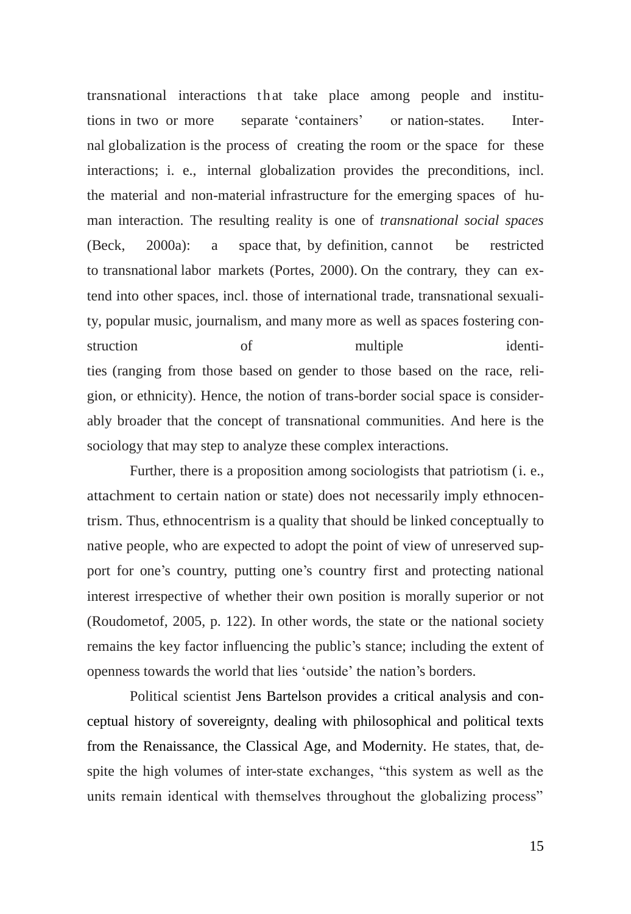transnational interactions that take place among people and institutions in two or more separate 'containers' or nation-states. Internal globalization is the process of creating the room or the space for these interactions; i. e., internal globalization provides the preconditions, incl. the material and non-material infrastructure for the emerging spaces of human interaction. The resulting reality is one of *transnational social spaces* (Beck, 2000a): a space that, by definition, cannot be restricted to transnational labor markets (Portes, 2000). On the contrary, they can extend into other spaces, incl. those of international trade, transnational sexuality, popular music, journalism, and many more as well as spaces fostering construction of multiple identities (ranging from those based on gender to those based on the race, religion, or ethnicity). Hence, the notion of trans-border social space is considerably broader that the concept of transnational communities. And here is the sociology that may step to analyze these complex interactions.

Further, there is a proposition among sociologists that patriotism (i. e., attachment to certain nation or state) does not necessarily imply ethnocentrism. Thus, ethnocentrism is a quality that should be linked conceptually to native people, who are expected to adopt the point of view of unreserved support for one's country, putting one's country first and protecting national interest irrespective of whether their own position is morally superior or not (Roudometof, 2005, p. 122). In other words, the state or the national society remains the key factor influencing the public's stance; including the extent of openness towards the world that lies 'outside' the nation's borders.

Political scientist Jens Bartelson provides a critical analysis and conceptual history of sovereignty, dealing with philosophical and political texts from the Renaissance, the Classical Age, and Modernity. He states, that, despite the high volumes of inter-state exchanges, "this system as well as the units remain identical with themselves throughout the globalizing process"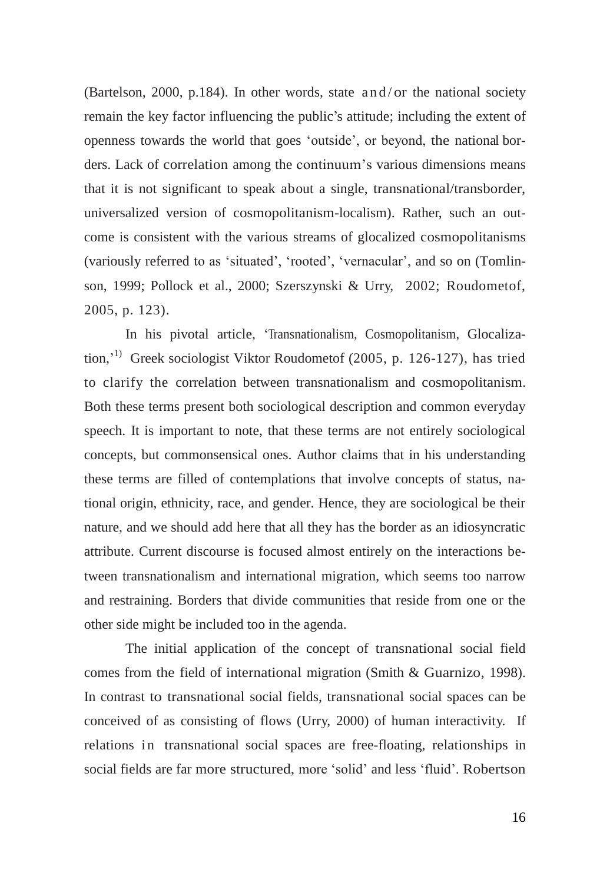(Bartelson, 2000, p.184). In other words, state and/or the national society remain the key factor influencing the public's attitude; including the extent of openness towards the world that goes 'outside', or beyond, the national borders. Lack of correlation among the continuum's various dimensions means that it is not significant to speak about a single, transnational/transborder, universalized version of cosmopolitanism-localism). Rather, such an outcome is consistent with the various streams of glocalized cosmopolitanisms (variously referred to as 'situated', 'rooted', 'vernacular', and so on (Tomlinson, 1999; Pollock et al., 2000; Szerszynski & Urry, 2002; Roudometof, 2005, p. 123).

In his pivotal article, 'Transnationalism, Cosmopolitanism, Glocalization,'[1] Greek sociologist Viktor Roudometof (2005, p. 126-127), has tried to clarify the correlation between transnationalism and cosmopolitanism. Both these terms present both sociological description and common everyday speech. It is important to note, that these terms are not entirely sociological concepts, but commonsensical ones. Author claims that in his understanding these terms are filled of contemplations that involve concepts of status, national origin, ethnicity, race, and gender. Hence, they are sociological be their nature, and we should add here that all they has the border as an idiosyncratic attribute. Current discourse is focused almost entirely on the interactions between transnationalism and international migration, which seems too narrow and restraining. Borders that divide communities that reside from one or the other side might be included too in the agenda.

The initial application of the concept of transnational social field comes from the field of international migration (Smith & Guarnizo, 1998). In contrast to transnational social fields, transnational social spaces can be conceived of as consisting of flows (Urry, 2000) of human interactivity. If relations in transnational social spaces are free-floating, relationships in social fields are far more structured, more 'solid' and less 'fluid'. Robertson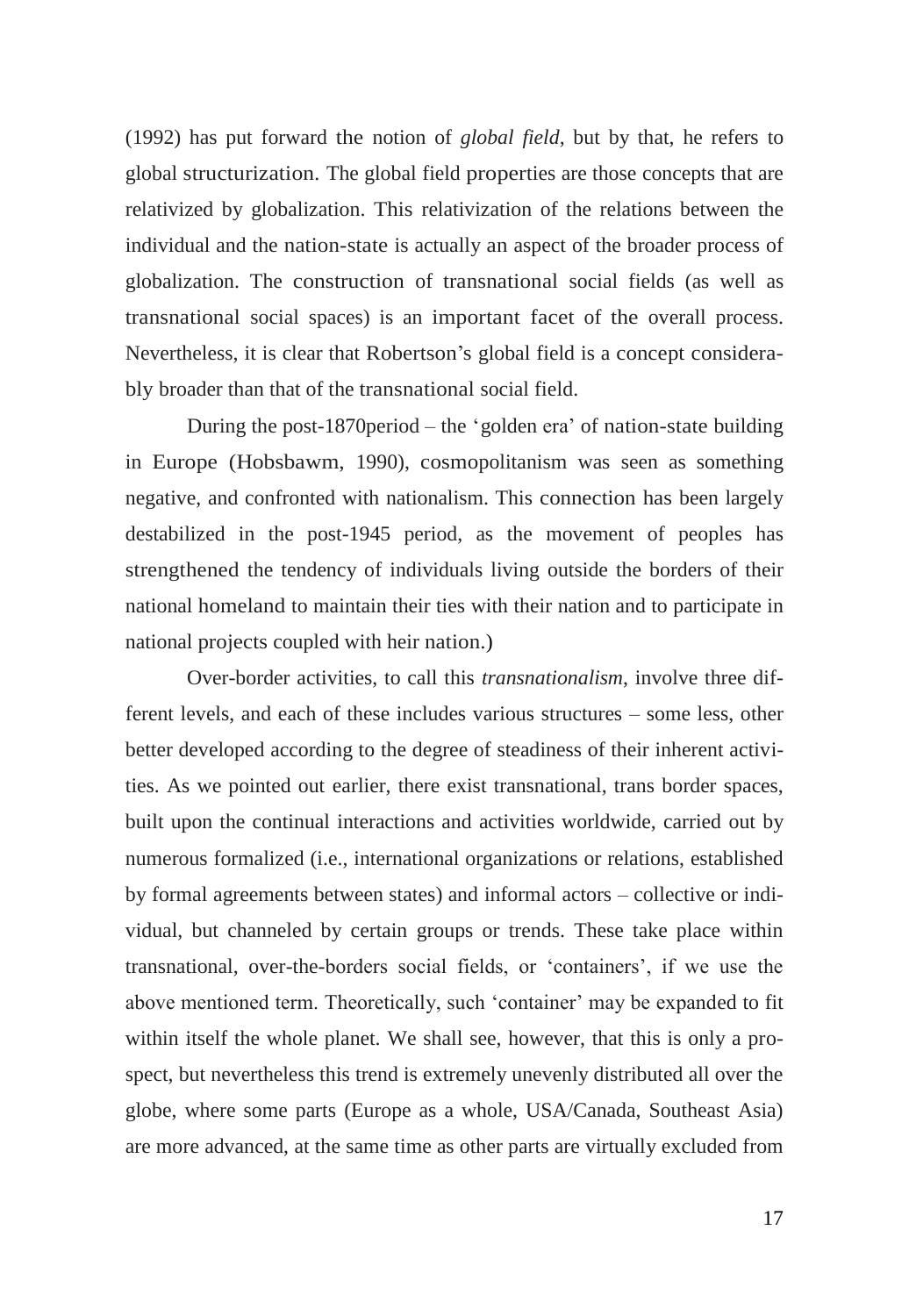(1992) has put forward the notion of *global field*, but by that, he refers to global structurization. The global field properties are those concepts that are relativized by globalization. This relativization of the relations between the individual and the nation-state is actually an aspect of the broader process of globalization. The construction of transnational social fields (as well as transnational social spaces) is an important facet of the overall process. Nevertheless, it is clear that Robertson's global field is a concept considerably broader than that of the transnational social field.

During the post-1870period – the 'golden era' of nation-state building in Europe (Hobsbawm, 1990), cosmopolitanism was seen as something negative, and confronted with nationalism. This connection has been largely destabilized in the post-1945 period, as the movement of peoples has strengthened the tendency of individuals living outside the borders of their national homeland to maintain their ties with their nation and to participate in national projects coupled with heir nation.)

Over-border activities, to call this *transnationalism*, involve three different levels, and each of these includes various structures – some less, other better developed according to the degree of steadiness of their inherent activities. As we pointed out earlier, there exist transnational, trans border spaces, built upon the continual interactions and activities worldwide, carried out by numerous formalized (i.e., international organizations or relations, established by formal agreements between states) and informal actors – collective or individual, but channeled by certain groups or trends. These take place within transnational, over-the-borders social fields, or 'containers', if we use the above mentioned term. Theoretically, such 'container' may be expanded to fit within itself the whole planet. We shall see, however, that this is only a prospect, but nevertheless this trend is extremely unevenly distributed all over the globe, where some parts (Europe as a whole, USA/Canada, Southeast Asia) are more advanced, at the same time as other parts are virtually excluded from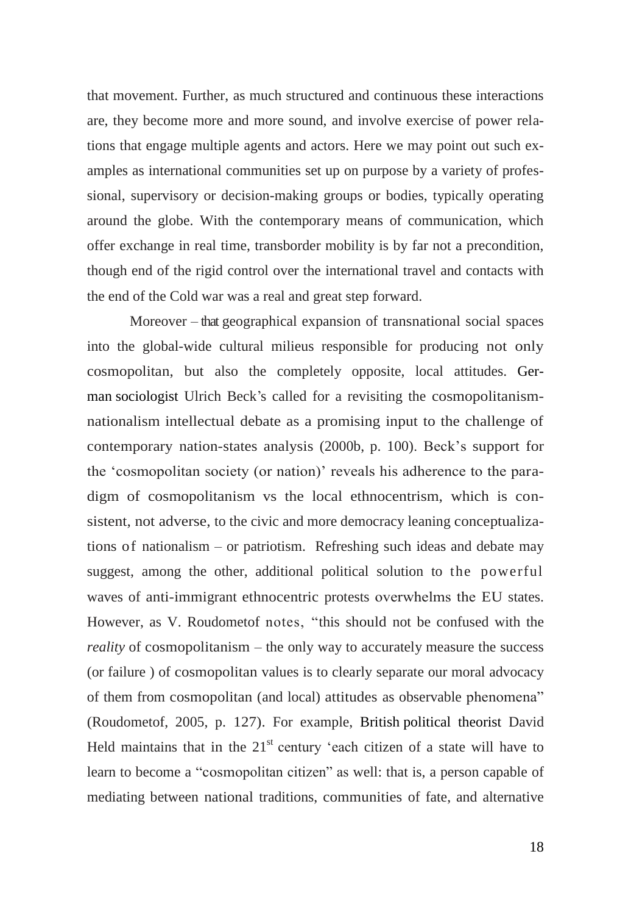that movement. Further, as much structured and continuous these interactions are, they become more and more sound, and involve exercise of power relations that engage multiple agents and actors. Here we may point out such examples as international communities set up on purpose by a variety of professional, supervisory or decision-making groups or bodies, typically operating around the globe. With the contemporary means of communication, which offer exchange in real time, transborder mobility is by far not a precondition, though end of the rigid control over the international travel and contacts with the end of the Cold war was a real and great step forward.

Moreover – that geographical expansion of transnational social spaces into the global-wide cultural milieus responsible for producing not only cosmopolitan, but also the completely opposite, local attitudes. German sociologist Ulrich Beck's called for a revisiting the cosmopolitanism-nationalism intellectual debate as a promising input to the challenge of contemporary nation-states analysis (2000b, p. 100). Beck's support for the 'cosmopolitan society (or nation)' reveals his adherence to the paradigm of cosmopolitanism vs the local ethnocentrism, which is consistent, not adverse, to the civic and more democracy leaning conceptualizations of nationalism – or patriotism. Refreshing such ideas and debate may suggest, among the other, additional political solution to the powerful waves of anti-immigrant ethnocentric protests overwhelms the EU states. However, as V. Roudometof notes, "this should not be confused with the *reality* of cosmopolitanism – the only way to accurately measure the success (or failure ) of cosmopolitan values is to clearly separate our moral advocacy of them from cosmopolitan (and local) attitudes as observable phenomena" (Roudometof, 2005, p. 127). For example, British political theorist David Held maintains that in the 21st century 'each citizen of a state will have to learn to become a "cosmopolitan citizen" as well: that is, a person capable of mediating between national traditions, communities of fate, and alternative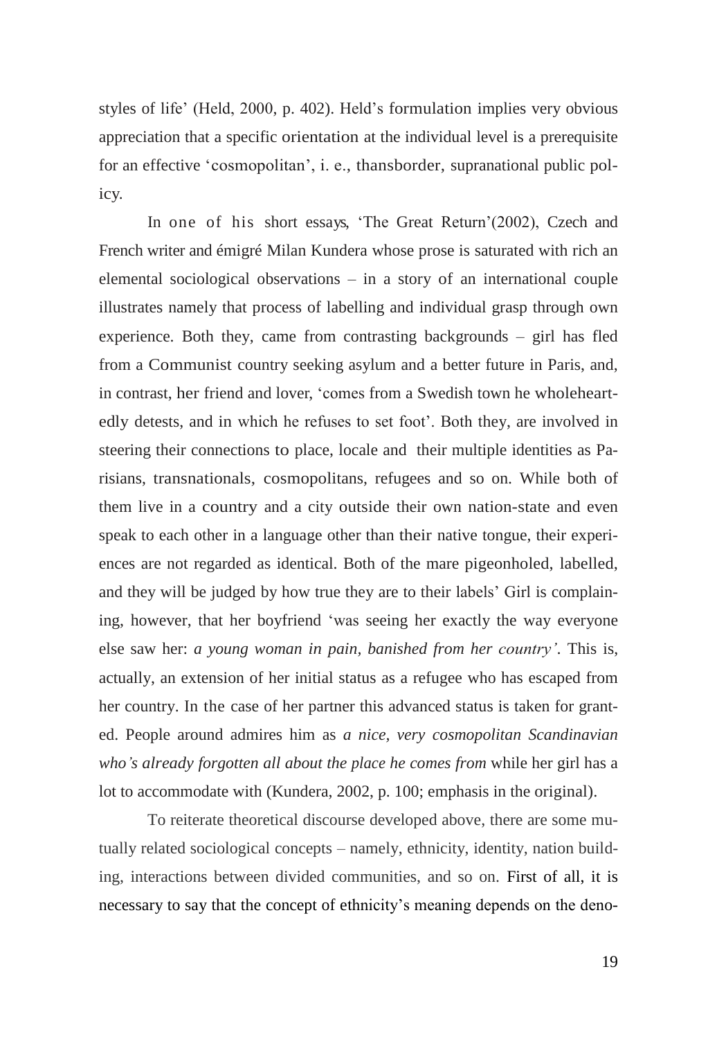styles of life' (Held, 2000, p. 402). Held's formulation implies very obvious appreciation that a specific orientation at the individual level is a prerequisite for an effective 'cosmopolitan', i. e., thansborder, supranational public policy.

In one of his short essays, 'The Great Return'(2002), Czech and French writer and émigré Milan Kundera whose prose is saturated with rich an elemental sociological observations – in a story of an international couple illustrates namely that process of labelling and individual grasp through own experience. Both they, came from contrasting backgrounds – girl has fled from a Communist country seeking asylum and a better future in Paris, and, in contrast, her friend and lover, 'comes from a Swedish town he wholeheartedly detests, and in which he refuses to set foot'. Both they, are involved in steering their connections to place, locale and their multiple identities as Parisians, transnationals, cosmopolitans, refugees and so on. While both of them live in a country and a city outside their own nation-state and even speak to each other in a language other than their native tongue, their experiences are not regarded as identical. Both of the mare pigeonholed, labelled, and they will be judged by how true they are to their labels' Girl is complaining, however, that her boyfriend 'was seeing her exactly the way everyone else saw her: *a young woman in pain, banished from her country'*. This is, actually, an extension of her initial status as a refugee who has escaped from her country. In the case of her partner this advanced status is taken for granted. People around admires him as *a nice, very cosmopolitan Scandinavian who's already forgotten all about the place he comes from* while her girl has a lot to accommodate with (Kundera, 2002, p. 100; emphasis in the original).

To reiterate theoretical discourse developed above, there are some mutually related sociological concepts – namely, ethnicity, identity, nation building, interactions between divided communities, and so on. First of all, it is necessary to say that the concept of ethnicity's meaning depends on the deno-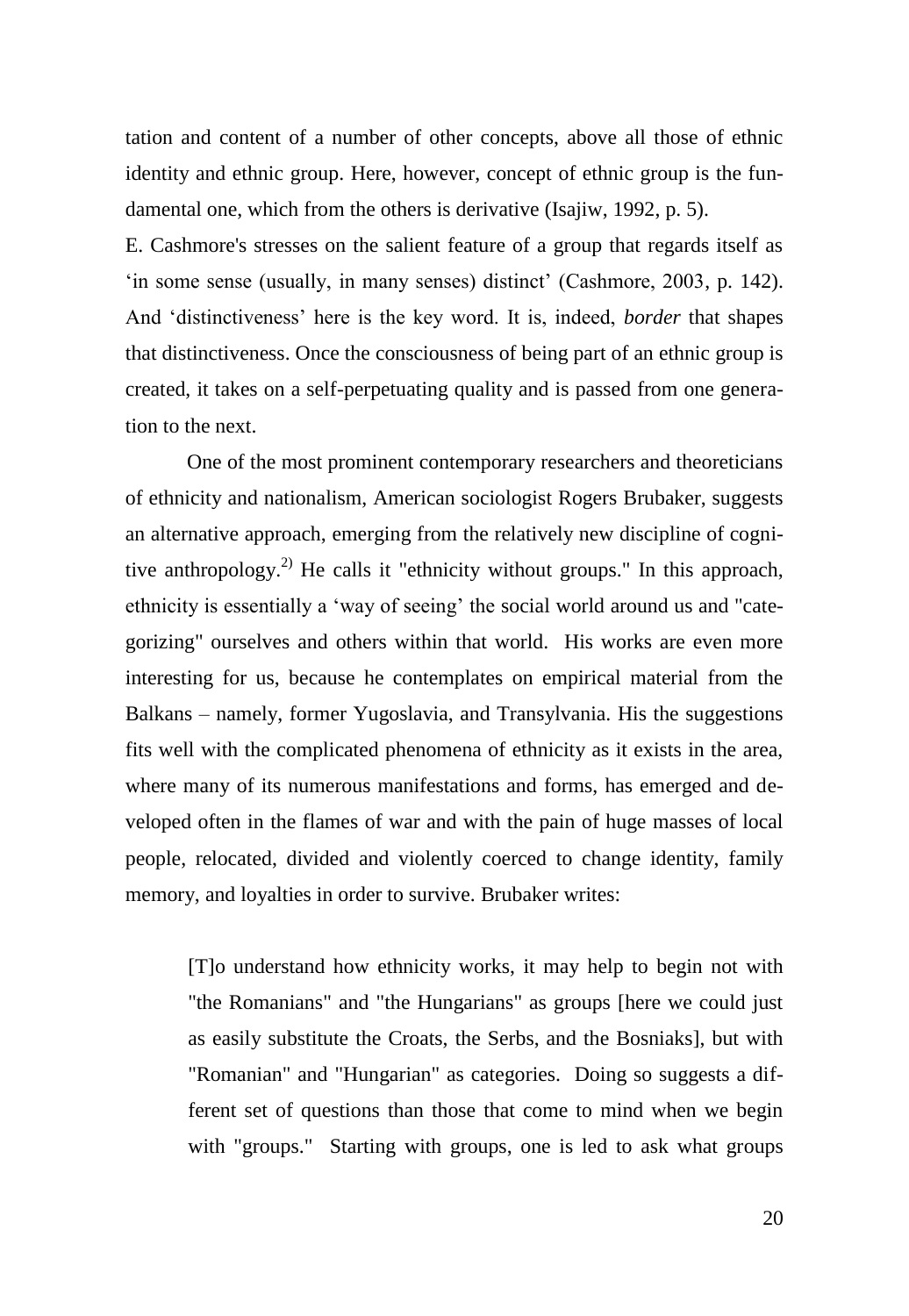tation and content of a number of other concepts, above all those of ethnic identity and ethnic group. Here, however, concept of ethnic group is the fundamental one, which from the others is derivative (Isajiw, 1992, p. 5).

E. Cashmore's stresses on the salient feature of a group that regards itself as 'in some sense (usually, in many senses) distinct' (Cashmore, 2003, p. 142). And 'distinctiveness' here is the key word. It is, indeed, *border* that shapes that distinctiveness. Once the consciousness of being part of an ethnic group is created, it takes on a self-perpetuating quality and is passed from one generation to the next.

One of the most prominent contemporary researchers and theoreticians of ethnicity and nationalism, American sociologist Rogers Brubaker, suggests an alternative approach, emerging from the relatively new discipline of cognitive anthropology.[2)] He calls it "ethnicity without groups." In this approach, ethnicity is essentially a 'way of seeing' the social world around us and "categorizing" ourselves and others within that world. His works are even more interesting for us, because he contemplates on empirical material from the Balkans – namely, former Yugoslavia, and Transylvania. His the suggestions fits well with the complicated phenomena of ethnicity as it exists in the area, where many of its numerous manifestations and forms, has emerged and developed often in the flames of war and with the pain of huge masses of local people, relocated, divided and violently coerced to change identity, family memory, and loyalties in order to survive. Brubaker writes:

> [T]o understand how ethnicity works, it may help to begin not with "the Romanians" and "the Hungarians" as groups [here we could just as easily substitute the Croats, the Serbs, and the Bosniaks], but with "Romanian" and "Hungarian" as categories. Doing so suggests a different set of questions than those that come to mind when we begin with "groups." Starting with groups, one is led to ask what groups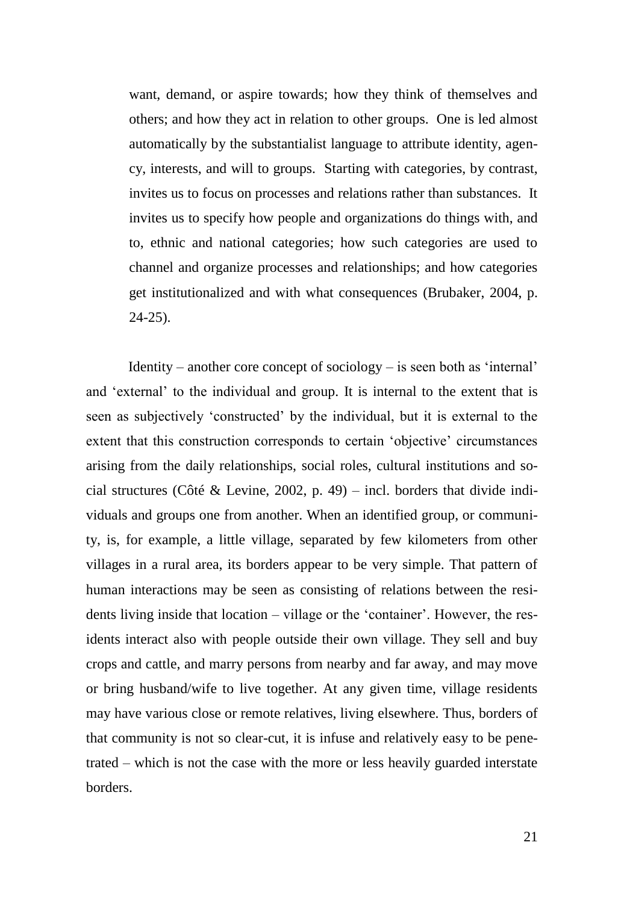> want, demand, or aspire towards; how they think of themselves and others; and how they act in relation to other groups. One is led almost automatically by the substantialist language to attribute identity, agency, interests, and will to groups. Starting with categories, by contrast, invites us to focus on processes and relations rather than substances. It invites us to specify how people and organizations do things with, and to, ethnic and national categories; how such categories are used to channel and organize processes and relationships; and how categories get institutionalized and with what consequences (Brubaker, 2004, p. 24-25).

Identity – another core concept of sociology – is seen both as 'internal' and 'external' to the individual and group. It is internal to the extent that is seen as subjectively 'constructed' by the individual, but it is external to the extent that this construction corresponds to certain 'objective' circumstances arising from the daily relationships, social roles, cultural institutions and social structures (Côté & Levine, 2002, p. 49) – incl. borders that divide individuals and groups one from another. When an identified group, or community, is, for example, a little village, separated by few kilometers from other villages in a rural area, its borders appear to be very simple. That pattern of human interactions may be seen as consisting of relations between the residents living inside that location – village or the 'container'. However, the residents interact also with people outside their own village. They sell and buy crops and cattle, and marry persons from nearby and far away, and may move or bring husband/wife to live together. At any given time, village residents may have various close or remote relatives, living elsewhere. Thus, borders of that community is not so clear-cut, it is infuse and relatively easy to be penetrated – which is not the case with the more or less heavily guarded interstate borders.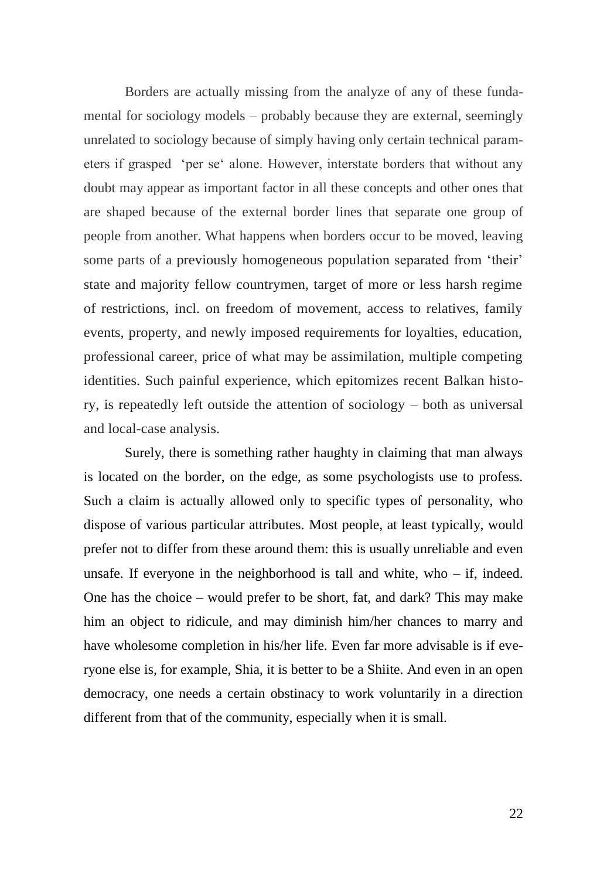Borders are actually missing from the analyze of any of these fundamental for sociology models – probably because they are external, seemingly unrelated to sociology because of simply having only certain technical parameters if grasped 'per se' alone. However, interstate borders that without any doubt may appear as important factor in all these concepts and other ones that are shaped because of the external border lines that separate one group of people from another. What happens when borders occur to be moved, leaving some parts of a previously homogeneous population separated from 'their' state and majority fellow countrymen, target of more or less harsh regime of restrictions, incl. on freedom of movement, access to relatives, family events, property, and newly imposed requirements for loyalties, education, professional career, price of what may be assimilation, multiple competing identities. Such painful experience, which epitomizes recent Balkan history, is repeatedly left outside the attention of sociology – both as universal and local-case analysis.

Surely, there is something rather haughty in claiming that man always is located on the border, on the edge, as some psychologists use to profess. Such a claim is actually allowed only to specific types of personality, who dispose of various particular attributes. Most people, at least typically, would prefer not to differ from these around them: this is usually unreliable and even unsafe. If everyone in the neighborhood is tall and white, who – if, indeed. One has the choice – would prefer to be short, fat, and dark? This may make him an object to ridicule, and may diminish him/her chances to marry and have wholesome completion in his/her life. Even far more advisable is if everyone else is, for example, Shia, it is better to be a Shiite. And even in an open democracy, one needs a certain obstinacy to work voluntarily in a direction different from that of the community, especially when it is small.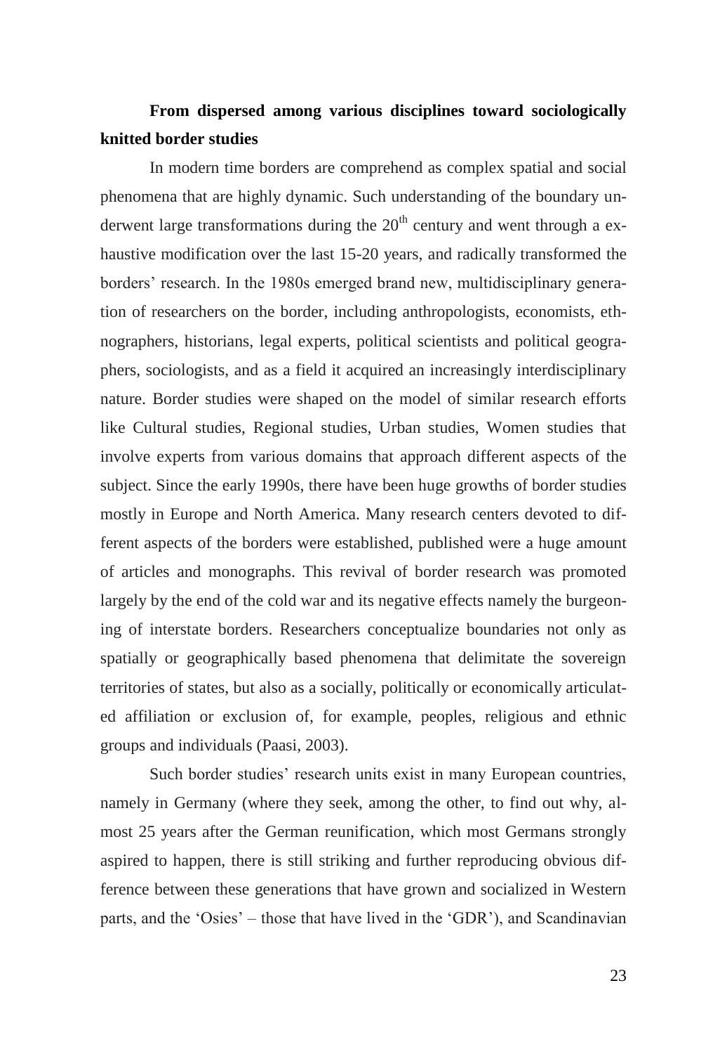## From dispersed among various disciplines toward sociologically knitted border studies

In modern time borders are comprehend as complex spatial and social phenomena that are highly dynamic. Such understanding of the boundary underwent large transformations during the $20^{th}$ century and went through a exhaustive modification over the last 15-20 years, and radically transformed the borders' research. In the 1980s emerged brand new, multidisciplinary generation of researchers on the border, including anthropologists, economists, ethnographers, historians, legal experts, political scientists and political geographers, sociologists, and as a field it acquired an increasingly interdisciplinary nature. Border studies were shaped on the model of similar research efforts like Cultural studies, Regional studies, Urban studies, Women studies that involve experts from various domains that approach different aspects of the subject. Since the early 1990s, there have been huge growths of border studies mostly in Europe and North America. Many research centers devoted to different aspects of the borders were established, published were a huge amount of articles and monographs. This revival of border research was promoted largely by the end of the cold war and its negative effects namely the burgeoning of interstate borders. Researchers conceptualize boundaries not only as spatially or geographically based phenomena that delimitate the sovereign territories of states, but also as a socially, politically or economically articulated affiliation or exclusion of, for example, peoples, religious and ethnic groups and individuals (Paasi, 2003).

Such border studies' research units exist in many European countries, namely in Germany (where they seek, among the other, to find out why, almost 25 years after the German reunification, which most Germans strongly aspired to happen, there is still striking and further reproducing obvious difference between these generations that have grown and socialized in Western parts, and the 'Osies' – those that have lived in the 'GDR'), and Scandinavian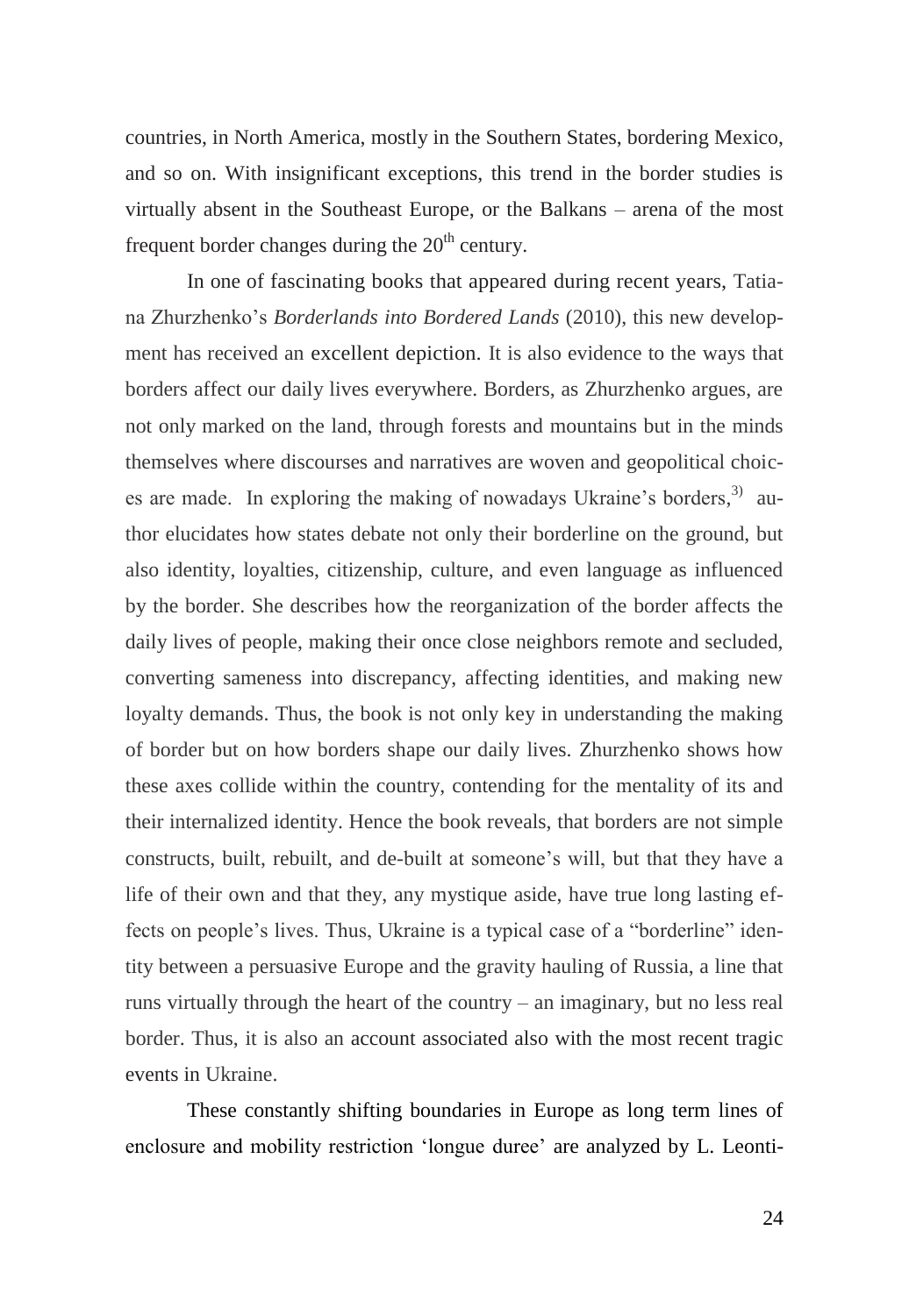countries, in North America, mostly in the Southern States, bordering Mexico, and so on. With insignificant exceptions, this trend in the border studies is virtually absent in the Southeast Europe, or the Balkans – arena of the most frequent border changes during the 20th century.

In one of fascinating books that appeared during recent years, Tatiana Zhurzhenko's *Borderlands into Bordered Lands* (2010), this new development has received an excellent depiction. It is also evidence to the ways that borders affect our daily lives everywhere. Borders, as Zhurzhenko argues, are not only marked on the land, through forests and mountains but in the minds themselves where discourses and narratives are woven and geopolitical choices are made. In exploring the making of nowadays Ukraine's borders,[3)] author elucidates how states debate not only their borderline on the ground, but also identity, loyalties, citizenship, culture, and even language as influenced by the border. She describes how the reorganization of the border affects the daily lives of people, making their once close neighbors remote and secluded, converting sameness into discrepancy, affecting identities, and making new loyalty demands. Thus, the book is not only key in understanding the making of border but on how borders shape our daily lives. Zhurzhenko shows how these axes collide within the country, contending for the mentality of its and their internalized identity. Hence the book reveals, that borders are not simple constructs, built, rebuilt, and de-built at someone's will, but that they have a life of their own and that they, any mystique aside, have true long lasting effects on people's lives. Thus, Ukraine is a typical case of a "borderline" identity between a persuasive Europe and the gravity hauling of Russia, a line that runs virtually through the heart of the country – an imaginary, but no less real border. Thus, it is also an account associated also with the most recent tragic events in Ukraine.

These constantly shifting boundaries in Europe as long term lines of enclosure and mobility restriction 'longue duree' are analyzed by L. Leonti-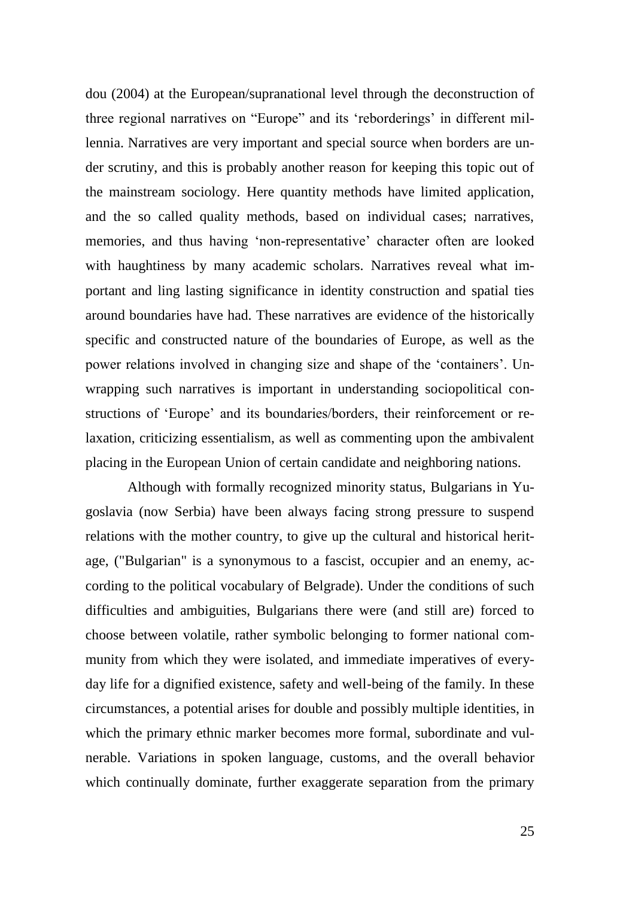dou (2004) at the European/supranational level through the deconstruction of three regional narratives on "Europe" and its 'reborderings' in different millennia. Narratives are very important and special source when borders are under scrutiny, and this is probably another reason for keeping this topic out of the mainstream sociology. Here quantity methods have limited application, and the so called quality methods, based on individual cases; narratives, memories, and thus having 'non-representative' character often are looked with haughtiness by many academic scholars. Narratives reveal what important and ling lasting significance in identity construction and spatial ties around boundaries have had. These narratives are evidence of the historically specific and constructed nature of the boundaries of Europe, as well as the power relations involved in changing size and shape of the 'containers'. Unwrapping such narratives is important in understanding sociopolitical constructions of 'Europe' and its boundaries/borders, their reinforcement or relaxation, criticizing essentialism, as well as commenting upon the ambivalent placing in the European Union of certain candidate and neighboring nations.

Although with formally recognized minority status, Bulgarians in Yugoslavia (now Serbia) have been always facing strong pressure to suspend relations with the mother country, to give up the cultural and historical heritage, ("Bulgarian" is a synonymous to a fascist, occupier and an enemy, according to the political vocabulary of Belgrade). Under the conditions of such difficulties and ambiguities, Bulgarians there were (and still are) forced to choose between volatile, rather symbolic belonging to former national community from which they were isolated, and immediate imperatives of everyday life for a dignified existence, safety and well-being of the family. In these circumstances, a potential arises for double and possibly multiple identities, in which the primary ethnic marker becomes more formal, subordinate and vulnerable. Variations in spoken language, customs, and the overall behavior which continually dominate, further exaggerate separation from the primary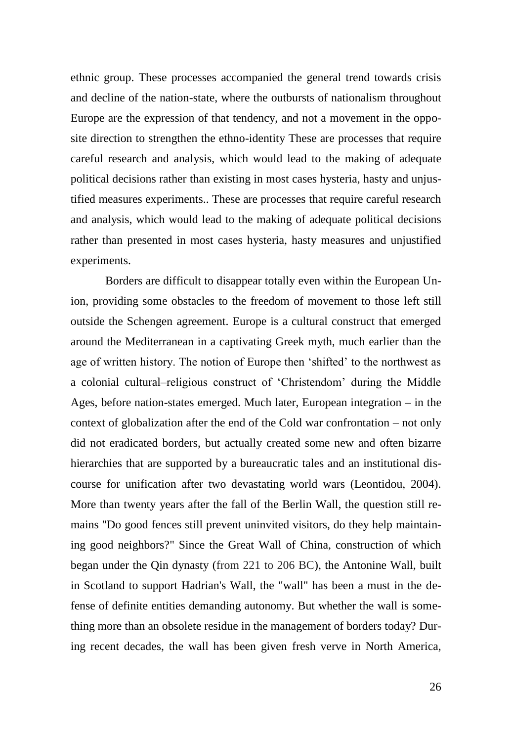ethnic group. These processes accompanied the general trend towards crisis and decline of the nation-state, where the outbursts of nationalism throughout Europe are the expression of that tendency, and not a movement in the opposite direction to strengthen the ethno-identity These are processes that require careful research and analysis, which would lead to the making of adequate political decisions rather than existing in most cases hysteria, hasty and unjustified measures experiments.. These are processes that require careful research and analysis, which would lead to the making of adequate political decisions rather than presented in most cases hysteria, hasty measures and unjustified experiments.

Borders are difficult to disappear totally even within the European Union, providing some obstacles to the freedom of movement to those left still outside the Schengen agreement. Europe is a cultural construct that emerged around the Mediterranean in a captivating Greek myth, much earlier than the age of written history. The notion of Europe then 'shifted' to the northwest as a colonial cultural–religious construct of 'Christendom' during the Middle Ages, before nation-states emerged. Much later, European integration – in the context of globalization after the end of the Cold war confrontation – not only did not eradicated borders, but actually created some new and often bizarre hierarchies that are supported by a bureaucratic tales and an institutional discourse for unification after two devastating world wars (Leontidou, 2004). More than twenty years after the fall of the Berlin Wall, the question still remains "Do good fences still prevent uninvited visitors, do they help maintaining good neighbors?" Since the Great Wall of China, construction of which began under the Qin dynasty (from 221 to 206 BC), the Antonine Wall, built in Scotland to support Hadrian's Wall, the "wall" has been a must in the defense of definite entities demanding autonomy. But whether the wall is something more than an obsolete residue in the management of borders today? During recent decades, the wall has been given fresh verve in North America,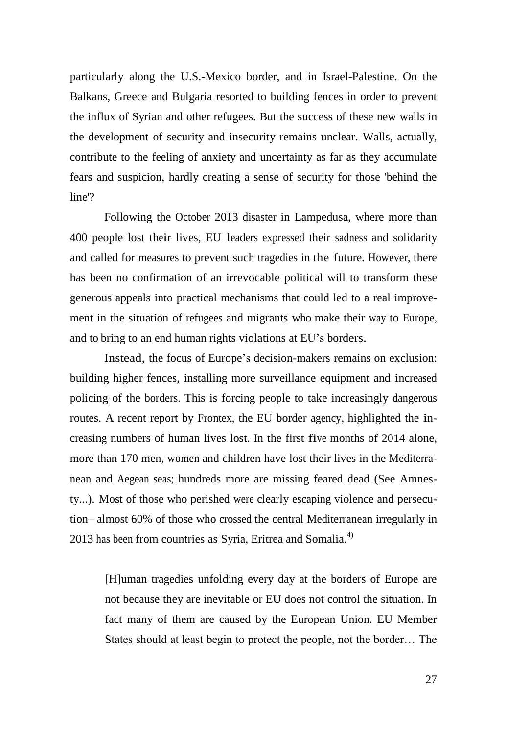particularly along the U.S.-Mexico border, and in Israel-Palestine. On the Balkans, Greece and Bulgaria resorted to building fences in order to prevent the influx of Syrian and other refugees. But the success of these new walls in the development of security and insecurity remains unclear. Walls, actually, contribute to the feeling of anxiety and uncertainty as far as they accumulate fears and suspicion, hardly creating a sense of security for those 'behind the line'?

Following the October 2013 disaster in Lampedusa, where more than 400 people lost their lives, EU leaders expressed their sadness and solidarity and called for measures to prevent such tragedies in the future. However, there has been no confirmation of an irrevocable political will to transform these generous appeals into practical mechanisms that could led to a real improvement in the situation of refugees and migrants who make their way to Europe, and to bring to an end human rights violations at EU's borders.

Instead, the focus of Europe's decision-makers remains on exclusion: building higher fences, installing more surveillance equipment and increased policing of the borders. This is forcing people to take increasingly dangerous routes. A recent report by Frontex, the EU border agency, highlighted the increasing numbers of human lives lost. In the first five months of 2014 alone, more than 170 men, women and children have lost their lives in the Mediterranean and Aegean seas; hundreds more are missing feared dead (See Amnesty...). Most of those who perished were clearly escaping violence and persecution– almost 60% of those who crossed the central Mediterranean irregularly in 2013 has been from countries as Syria, Eritrea and Somalia.[4)]

> [H]uman tragedies unfolding every day at the borders of Europe are not because they are inevitable or EU does not control the situation. In fact many of them are caused by the European Union. EU Member States should at least begin to protect the people, not the border… The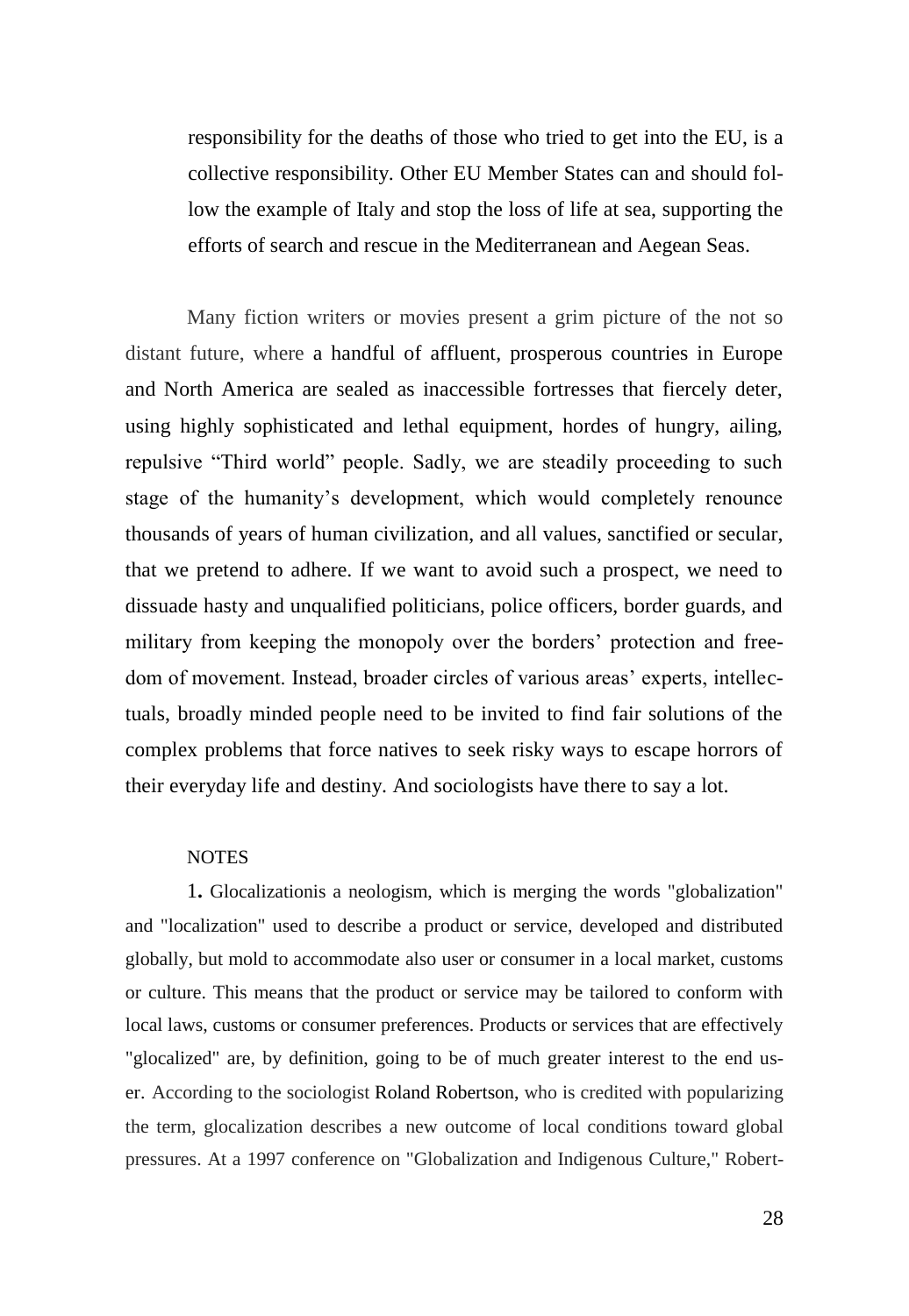responsibility for the deaths of those who tried to get into the EU, is a collective responsibility. Other EU Member States can and should follow the example of Italy and stop the loss of life at sea, supporting the efforts of search and rescue in the Mediterranean and Aegean Seas.

Many fiction writers or movies present a grim picture of the not so distant future, where a handful of affluent, prosperous countries in Europe and North America are sealed as inaccessible fortresses that fiercely deter, using highly sophisticated and lethal equipment, hordes of hungry, ailing, repulsive "Third world" people. Sadly, we are steadily proceeding to such stage of the humanity's development, which would completely renounce thousands of years of human civilization, and all values, sanctified or secular, that we pretend to adhere. If we want to avoid such a prospect, we need to dissuade hasty and unqualified politicians, police officers, border guards, and military from keeping the monopoly over the borders' protection and freedom of movement. Instead, broader circles of various areas' experts, intellectuals, broadly minded people need to be invited to find fair solutions of the complex problems that force natives to seek risky ways to escape horrors of their everyday life and destiny. And sociologists have there to say a lot.

NOTES

1. Glocalizationis a neologism, which is merging the words "globalization" and "localization" used to describe a product or service, developed and distributed globally, but mold to accommodate also user or consumer in a local market, customs or culture. This means that the product or service may be tailored to conform with local laws, customs or consumer preferences. Products or services that are effectively "glocalized" are, by definition, going to be of much greater interest to the end user. According to the sociologist Roland Robertson, who is credited with popularizing the term, glocalization describes a new outcome of local conditions toward global pressures. At a 1997 conference on "Globalization and Indigenous Culture," Robert-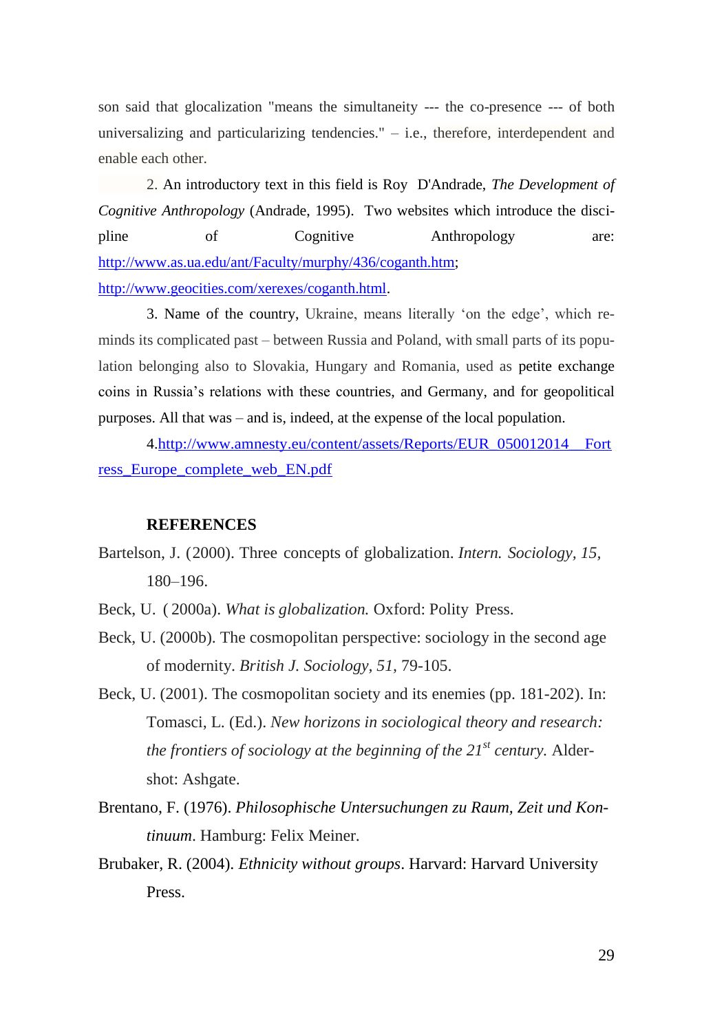son said that glocalization "means the simultaneity --- the co-presence --- of both universalizing and particularizing tendencies." – i.e., therefore, interdependent and enable each other.

2. An introductory text in this field is Roy D'Andrade, *The Development of Cognitive Anthropology* (Andrade, 1995). Two websites which introduce the discipline of Cognitive Anthropology are: http://www.as.ua.edu/ant/Faculty/murphy/436/coganth.htm; http://www.geocities.com/xerexes/coganth.html.

3. Name of the country, Ukraine, means literally 'on the edge', which reminds its complicated past – between Russia and Poland, with small parts of its population belonging also to Slovakia, Hungary and Romania, used as petite exchange coins in Russia's relations with these countries, and Germany, and for geopolitical purposes. All that was – and is, indeed, at the expense of the local population.

4. http://www.amnesty.eu/content/assets/Reports/EUR_050012014__Fortress_Europe_complete_web_EN.pdf

## REFERENCES

Bartelson, J. (2000). Three concepts of globalization. *Intern. Sociology, 15*, 180–196.

Beck, U. ( 2000a). *What is globalization.* Oxford: Polity Press.

Beck, U. (2000b). The cosmopolitan perspective: sociology in the second age of modernity. *British J. Sociology*, *51*, 79-105.

Beck, U. (2001). The cosmopolitan society and its enemies (pp. 181-202). In: Tomasci, L. (Ed.). *New horizons in sociological theory and research: the frontiers of sociology at the beginning of the 21st century.* Aldershot: Ashgate.

Brentano, F. (1976). *Philosophische Untersuchungen zu Raum, Zeit und Kontinuum*. Hamburg: Felix Meiner.

Brubaker, R. (2004). *Ethnicity without groups*. Harvard: Harvard University Press.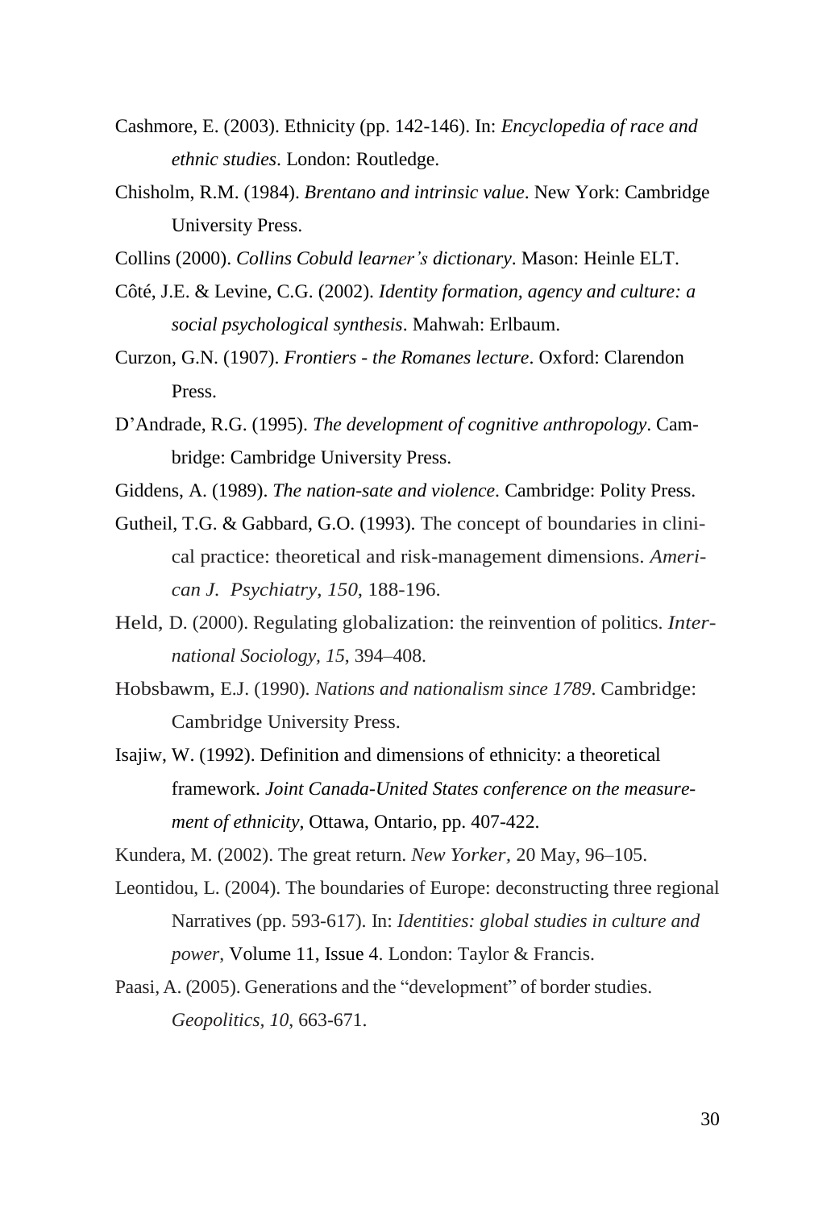Cashmore, E. (2003). Ethnicity (pp. 142-146). In: *Encyclopedia of race and ethnic studies*. London: Routledge.

Chisholm, R.M. (1984). *Brentano and intrinsic value*. New York: Cambridge University Press.

Collins (2000). *Collins Cobuld learner's dictionary*. Mason: Heinle ELT.

Côté, J.E. & Levine, C.G. (2002). *Identity formation, agency and culture: a social psychological synthesis*. Mahwah: Erlbaum.

Curzon, G.N. (1907). *Frontiers - the Romanes lecture*. Oxford: Clarendon Press.

D'Andrade, R.G. (1995). *The development of cognitive anthropology*. Cambridge: Cambridge University Press.

Giddens, A. (1989). *The nation-sate and violence*. Cambridge: Polity Press.

Gutheil, T.G. & Gabbard, G.O. (1993). The concept of boundaries in clinical practice: theoretical and risk-management dimensions. *American J. Psychiatry*, *150*, 188-196.

Held, D. (2000). Regulating globalization: the reinvention of politics. *International Sociology*, *15*, 394–408.

Hobsbawm, E.J. (1990). *Nations and nationalism since 1789*. Cambridge: Cambridge University Press.

Isajiw, W. (1992). Definition and dimensions of ethnicity: a theoretical framework. *Joint Canada-United States conference on the measurement of ethnicity*, Ottawa, Ontario, pp. 407-422.

Kundera, M. (2002). The great return. *New Yorker*, 20 May, 96–105.

Leontidou, L. (2004). The boundaries of Europe: deconstructing three regional Narratives (pp. 593-617). In: *Identities: global studies in culture and power*, Volume 11, Issue 4. London: Taylor & Francis.

Paasi, A. (2005). Generations and the "development" of border studies. *Geopolitics*, *10*, 663-671.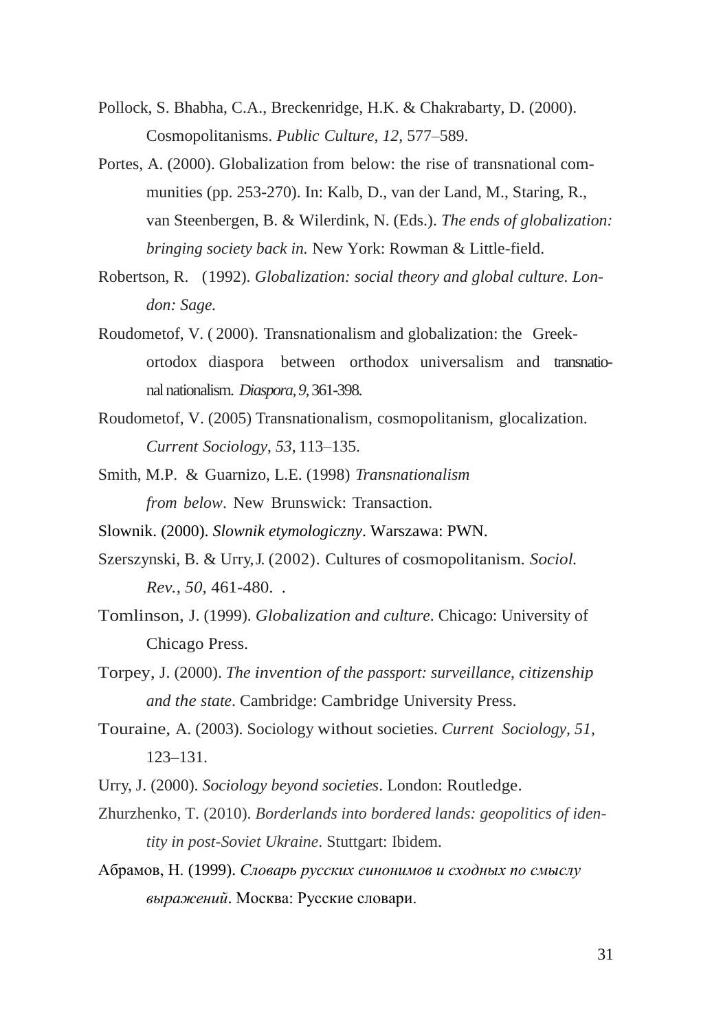Pollock, S. Bhabha, C.A., Breckenridge, H.K. & Chakrabarty, D. (2000). Cosmopolitanisms. *Public Culture, 12,* 577–589.

Portes, A. (2000). Globalization from below: the rise of transnational communities (pp. 253-270). In: Kalb, D., van der Land, M., Staring, R., van Steenbergen, B. & Wilerdink, N. (Eds.). *The ends of globalization: bringing society back in.* New York: Rowman & Little-field.

Robertson, R. (1992). *Globalization: social theory and global culture. London: Sage.*

Roudometof, V. ( 2000). Transnationalism and globalization: the Greek-ortodox diaspora between orthodox universalism and transnational nationalism. *Diaspora, 9,* 361-398.

Roudometof, V. (2005) Transnationalism, cosmopolitanism, glocalization. *Current Sociology, 53*, 113–135.

Smith, M.P. & Guarnizo, L.E. (1998) *Transnationalism from below*. New Brunswick: Transaction.

Slownik. (2000). *Slownik etymologiczny*. Warszawa: PWN.

Szerszynski, B. & Urry, J. (2002). Cultures of cosmopolitanism. *Sociol. Rev., 50*, 461-480. .

Tomlinson, J. (1999). *Globalization and culture*. Chicago: University of Chicago Press.

Torpey, J. (2000). *The invention of the passport: surveillance, citizenship and the state*. Cambridge: Cambridge University Press.

Touraine, A. (2003). Sociology without societies. *Current Sociology, 51,* 123–131.

Urry, J. (2000). *Sociology beyond societies*. London: Routledge.

Zhurzhenko, T. (2010). *Borderlands into bordered lands: geopolitics of identity in post-Soviet Ukraine*. Stuttgart: Ibidem.

Абрамов, Н. (1999). *Словарь русских синонимов и сходных по смыслу выражений*. Москва: Русские словари.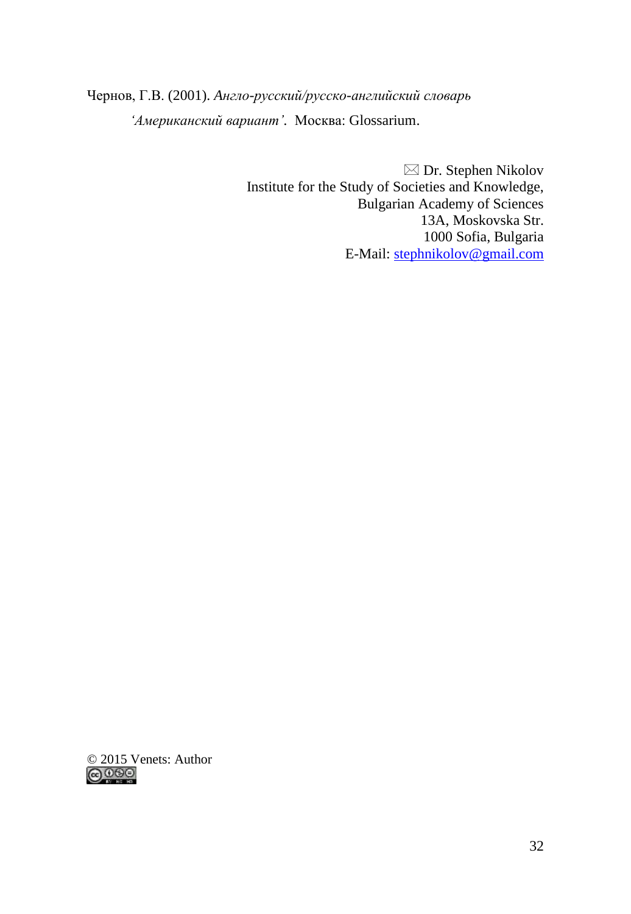Чернов, Г.В. (2001). *Англо-русский/русско-английский словарь 'Американский вариант'*. Москва: Glossarium.

✉ Dr. Stephen Nikolov
Institute for the Study of Societies and Knowledge,
Bulgarian Academy of Sciences
13A, Moskovska Str.
1000 Sofia, Bulgaria
E-Mail: stephnikolov@gmail.com

© 2015 Venets: Author